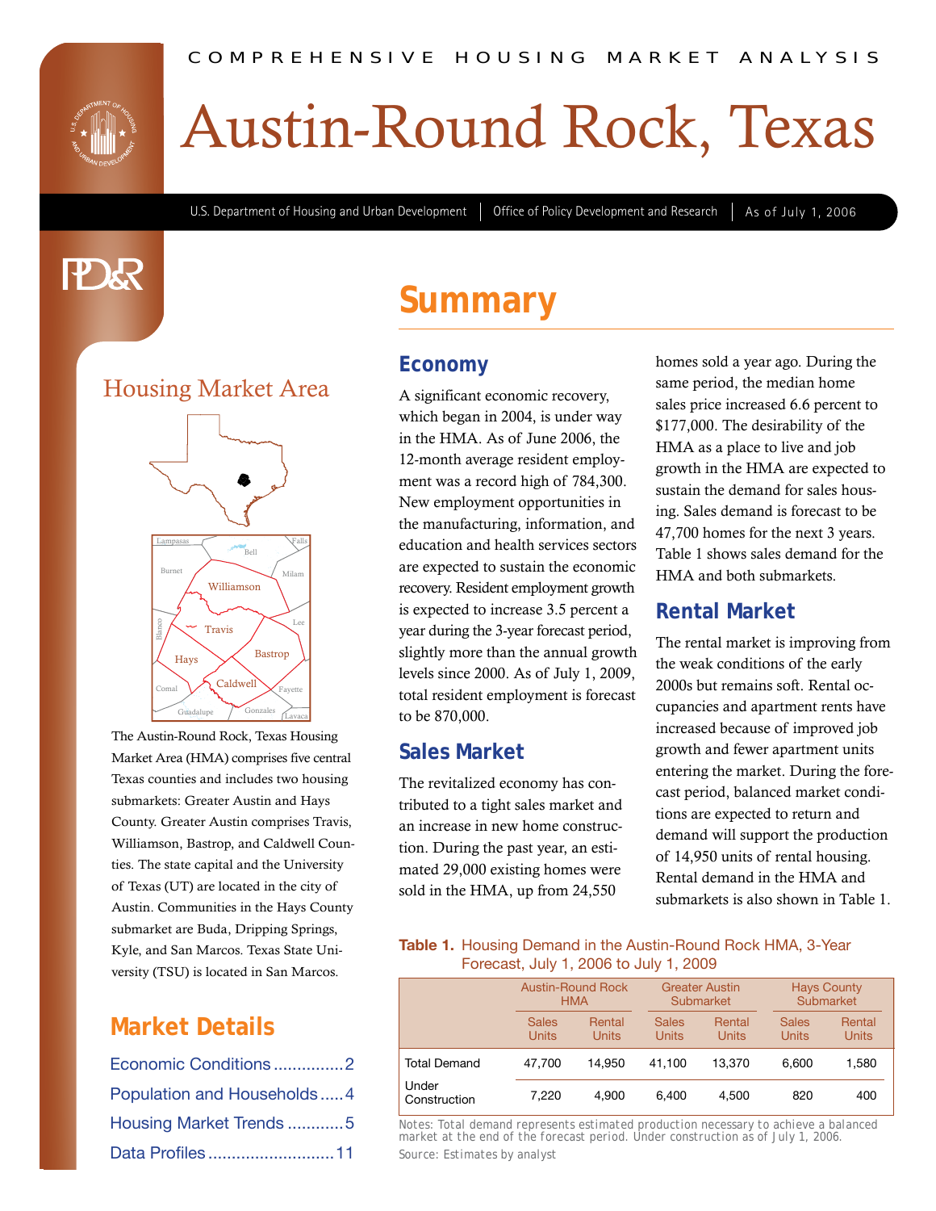COMPREHENSIVE HOUSING MARKET ANALYSIS

# Austin-Round Rock, Texas

U.S. Department of Housing and Urban Development | Office of Policy Development and Research | As of July 1, 2006

## Housing Market Area

The Austin-Round Rock, Texas Housing Market Area (HMA) comprises five central Texas counties and includes two housing submarkets: Greater Austin and Hays County. Greater Austin comprises Travis, Williamson, Bastrop, and Caldwell Counties. The state capital and the University of Texas (UT) are located in the city of Austin. Communities in the Hays County submarket are Buda, Dripping Springs, Kyle, and San Marcos. Texas State University (TSU) is located in San Marcos.

## Market Details

- Economic Conditions ............... 2
- Population and Households ..... 4
- Housing Market Trends ............ 5
- Data Profiles ........................... 11

# Summary

## Economy

A significant economic recovery, which began in 2004, is under way in the HMA. As of June 2006, the 12-month average resident employment was a record high of 784,300. New employment opportunities in the manufacturing, information, and education and health services sectors are expected to sustain the economic recovery. Resident employment growth is expected to increase 3.5 percent a year during the 3-year forecast period, slightly more than the annual growth levels since 2000. As of July 1, 2009, total resident employment is forecast to be 870,000.

## Sales Market

The revitalized economy has contributed to a tight sales market and an increase in new home construction. During the past year, an estimated 29,000 existing homes were sold in the HMA, up from 24,550 homes sold a year ago. During the same period, the median home sales price increased 6.6 percent to $177,000. The desirability of the HMA as a place to live and job growth in the HMA are expected to sustain the demand for sales housing. Sales demand is forecast to be 47,700 homes for the next 3 years. Table 1 shows sales demand for the HMA and both submarkets.

## Rental Market

The rental market is improving from the weak conditions of the early 2000s but remains soft. Rental occupancies and apartment rents have increased because of improved job growth and fewer apartment units entering the market. During the forecast period, balanced market conditions are expected to return and demand will support the production of 14,950 units of rental housing. Rental demand in the HMA and submarkets is also shown in Table 1.

**Table 1.** Housing Demand in the Austin-Round Rock HMA, 3-Year Forecast, July 1, 2006 to July 1, 2009

| | Austin-Round Rock HMA | | Greater Austin Submarket | | Hays County Submarket | |
|---|---|---|---|---|---|---|
| | Sales Units | Rental Units | Sales Units | Rental Units | Sales Units | Rental Units |
| Total Demand | 47,700 | 14,950 | 41,100 | 13,370 | 6,600 | 1,580 |
| Under Construction | 7,220 | 4,900 | 6,400 | 4,500 | 820 | 400 |

Notes: Total demand represents estimated production necessary to achieve a balanced market at the end of the forecast period. Under construction as of July 1, 2006.
Source: Estimates by analyst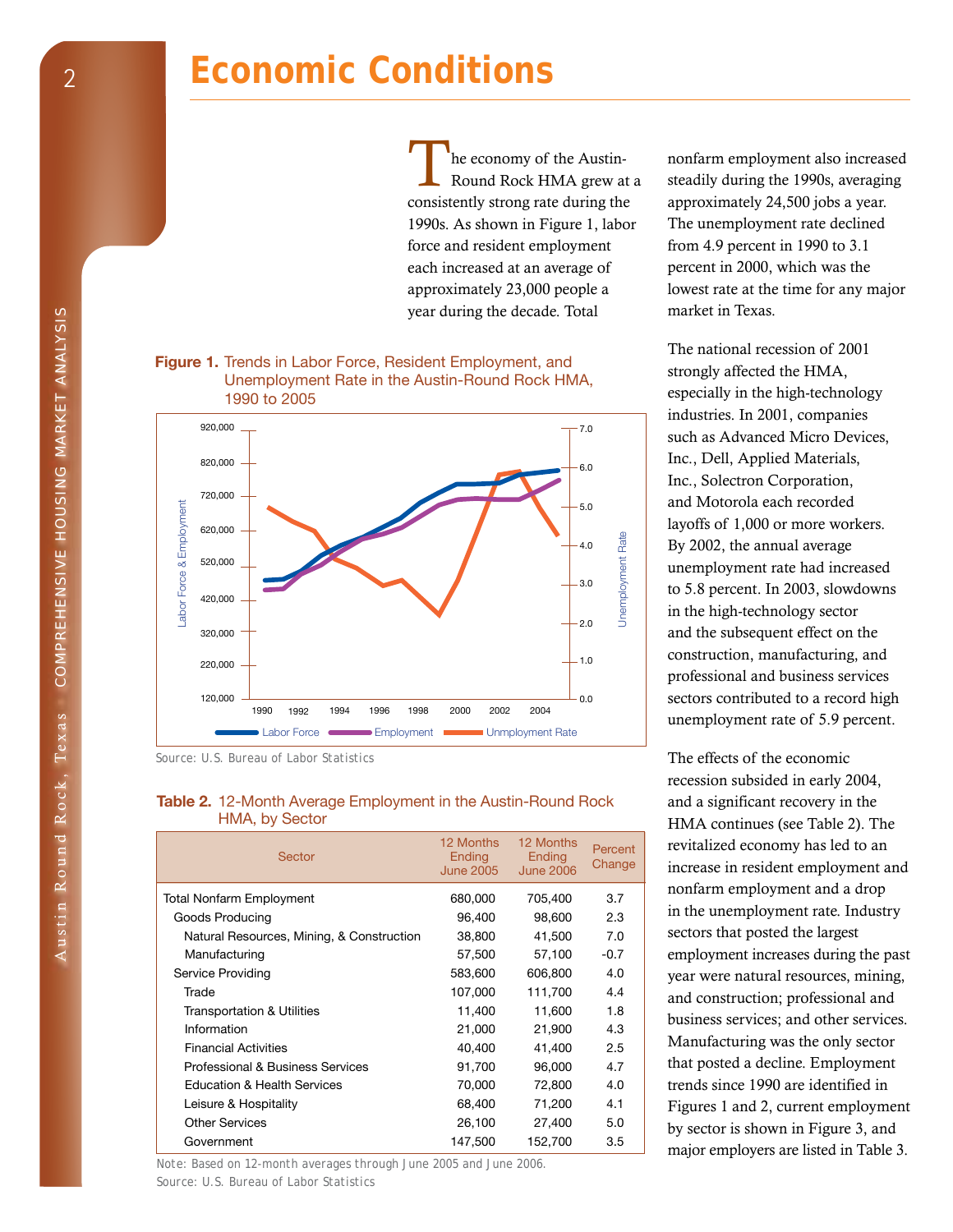# Economic Conditions

The economy of the Austin-Round Rock HMA grew at a consistently strong rate during the 1990s. As shown in Figure 1, labor force and resident employment each increased at an average of approximately 23,000 people a year during the decade. Total nonfarm employment also increased steadily during the 1990s, averaging approximately 24,500 jobs a year. The unemployment rate declined from 4.9 percent in 1990 to 3.1 percent in 2000, which was the lowest rate at the time for any major market in Texas.

The national recession of 2001 strongly affected the HMA, especially in the high-technology industries. In 2001, companies such as Advanced Micro Devices, Inc., Dell, Applied Materials, Inc., Solectron Corporation, and Motorola each recorded layoffs of 1,000 or more workers. By 2002, the annual average unemployment rate had increased to 5.8 percent. In 2003, slowdowns in the high-technology sector and the subsequent effect on the construction, manufacturing, and professional and business services sectors contributed to a record high unemployment rate of 5.9 percent.

The effects of the economic recession subsided in early 2004, and a significant recovery in the HMA continues (see Table 2). The revitalized economy has led to an increase in resident employment and nonfarm employment and a drop in the unemployment rate. Industry sectors that posted the largest employment increases during the past year were natural resources, mining, and construction; professional and business services; and other services. Manufacturing was the only sector that posted a decline. Employment trends since 1990 are identified in Figures 1 and 2, current employment by sector is shown in Figure 3, and major employers are listed in Table 3.

**Figure 1.** Trends in Labor Force, Resident Employment, and Unemployment Rate in the Austin-Round Rock HMA, 1990 to 2005

Source: U.S. Bureau of Labor Statistics

**Table 2.** 12-Month Average Employment in the Austin-Round Rock HMA, by Sector

| Sector | 12 Months Ending June 2005 | 12 Months Ending June 2006 | Percent Change |
|---|---|---|---|
| Total Nonfarm Employment | 680,000 | 705,400 | 3.7 |
| Goods Producing | 96,400 | 98,600 | 2.3 |
| Natural Resources, Mining, & Construction | 38,800 | 41,500 | 7.0 |
| Manufacturing | 57,500 | 57,100 | -0.7 |
| Service Providing | 583,600 | 606,800 | 4.0 |
| Trade | 107,000 | 111,700 | 4.4 |
| Transportation & Utilities | 11,400 | 11,600 | 1.8 |
| Information | 21,000 | 21,900 | 4.3 |
| Financial Activities | 40,400 | 41,400 | 2.5 |
| Professional & Business Services | 91,700 | 96,000 | 4.7 |
| Education & Health Services | 70,000 | 72,800 | 4.0 |
| Leisure & Hospitality | 68,400 | 71,200 | 4.1 |
| Other Services | 26,100 | 27,400 | 5.0 |
| Government | 147,500 | 152,700 | 3.5 |

Note: Based on 12-month averages through June 2005 and June 2006.
Source: U.S. Bureau of Labor Statistics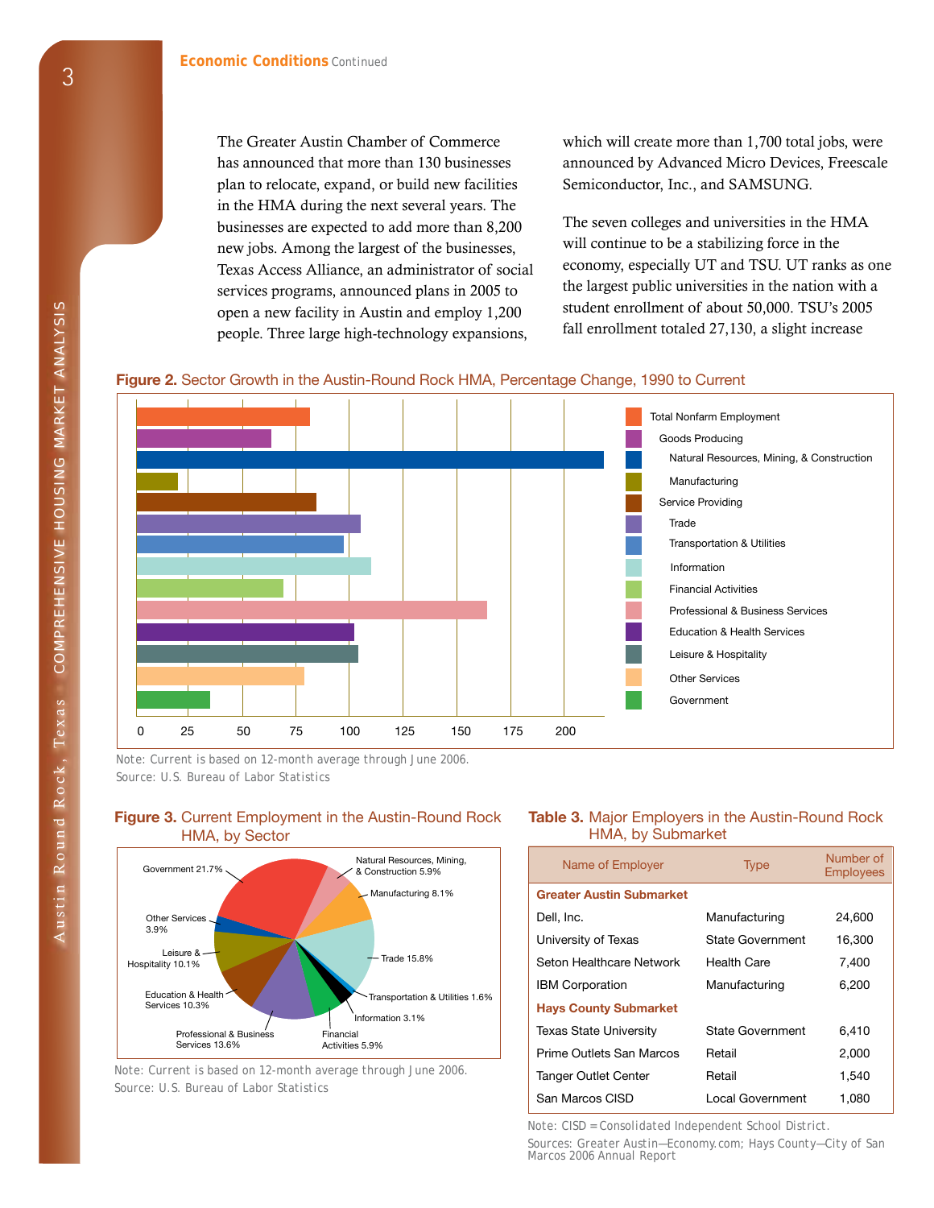## Economic Conditions Continued

The Greater Austin Chamber of Commerce has announced that more than 130 businesses plan to relocate, expand, or build new facilities in the HMA during the next several years. The businesses are expected to add more than 8,200 new jobs. Among the largest of the businesses, Texas Access Alliance, an administrator of social services programs, announced plans in 2005 to open a new facility in Austin and employ 1,200 people. Three large high-technology expansions, which will create more than 1,700 total jobs, were announced by Advanced Micro Devices, Freescale Semiconductor, Inc., and SAMSUNG.

The seven colleges and universities in the HMA will continue to be a stabilizing force in the economy, especially UT and TSU. UT ranks as one the largest public universities in the nation with a student enrollment of about 50,000. TSU's 2005 fall enrollment totaled 27,130, a slight increase

**Figure 2.** Sector Growth in the Austin-Round Rock HMA, Percentage Change, 1990 to Current

- Total Nonfarm Employment
- Goods Producing
- Natural Resources, Mining, & Construction
- Manufacturing
- Service Providing
- Trade
- Transportation & Utilities
- Information
- Financial Activities
- Professional & Business Services
- Education & Health Services
- Leisure & Hospitality
- Other Services
- Government

0 25 50 75 100 125 150 175 200

Note: Current is based on 12-month average through June 2006.
Source: U.S. Bureau of Labor Statistics

**Figure 3.** Current Employment in the Austin-Round Rock HMA, by Sector

- Government 21.7%
- Natural Resources, Mining, & Construction 5.9%
- Manufacturing 8.1%
- Trade 15.8%
- Transportation & Utilities 1.6%
- Information 3.1%
- Financial Activities 5.9%
- Professional & Business Services 13.6%
- Education & Health Services 10.3%
- Leisure & Hospitality 10.1%
- Other Services 3.9%

Note: Current is based on 12-month average through June 2006.
Source: U.S. Bureau of Labor Statistics

**Table 3.** Major Employers in the Austin-Round Rock HMA, by Submarket

| Name of Employer | Type | Number of Employees |
|---|---|---|
| **Greater Austin Submarket** | | |
| Dell, Inc. | Manufacturing | 24,600 |
| University of Texas | State Government | 16,300 |
| Seton Healthcare Network | Health Care | 7,400 |
| IBM Corporation | Manufacturing | 6,200 |
| **Hays County Submarket** | | |
| Texas State University | State Government | 6,410 |
| Prime Outlets San Marcos | Retail | 2,000 |
| Tanger Outlet Center | Retail | 1,540 |
| San Marcos CISD | Local Government | 1,080 |

Note: CISD = Consolidated Independent School District.
Sources: Greater Austin—Economy.com; Hays County—City of San Marcos 2006 Annual Report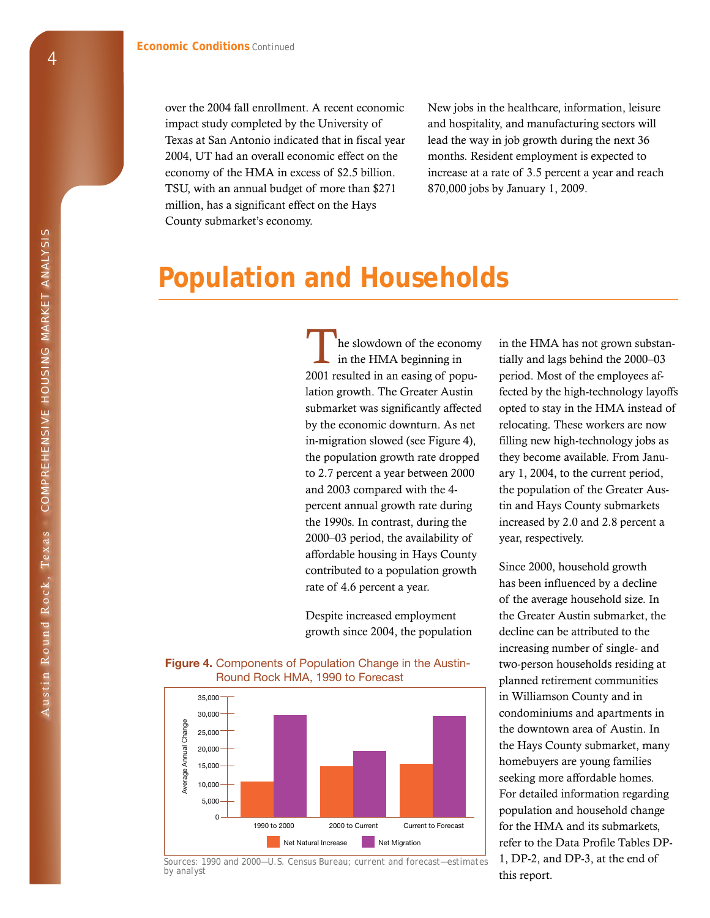over the 2004 fall enrollment. A recent economic impact study completed by the University of Texas at San Antonio indicated that in fiscal year 2004, UT had an overall economic effect on the economy of the HMA in excess of $2.5 billion. TSU, with an annual budget of more than $271 million, has a significant effect on the Hays County submarket's economy.

New jobs in the healthcare, information, leisure and hospitality, and manufacturing sectors will lead the way in job growth during the next 36 months. Resident employment is expected to increase at a rate of 3.5 percent a year and reach 870,000 jobs by January 1, 2009.

# Population and Households

The slowdown of the economy in the HMA beginning in 2001 resulted in an easing of population growth. The Greater Austin submarket was significantly affected by the economic downturn. As net in-migration slowed (see Figure 4), the population growth rate dropped to 2.7 percent a year between 2000 and 2003 compared with the 4-percent annual growth rate during the 1990s. In contrast, during the 2000–03 period, the availability of affordable housing in Hays County contributed to a population growth rate of 4.6 percent a year.

Despite increased employment growth since 2004, the population in the HMA has not grown substantially and lags behind the 2000–03 period. Most of the employees affected by the high-technology layoffs opted to stay in the HMA instead of relocating. These workers are now filling new high-technology jobs as they become available. From January 1, 2004, to the current period, the population of the Greater Austin and Hays County submarkets increased by 2.0 and 2.8 percent a year, respectively.

Since 2000, household growth has been influenced by a decline of the average household size. In the Greater Austin submarket, the decline can be attributed to the increasing number of single- and two-person households residing at planned retirement communities in Williamson County and in condominiums and apartments in the downtown area of Austin. In the Hays County submarket, many homebuyers are young families seeking more affordable homes. For detailed information regarding population and household change for the HMA and its submarkets, refer to the Data Profile Tables DP-1, DP-2, and DP-3, at the end of this report.

**Figure 4.** Components of Population Change in the Austin-Round Rock HMA, 1990 to Forecast

Sources: 1990 and 2000—U.S. Census Bureau; current and forecast—estimates by analyst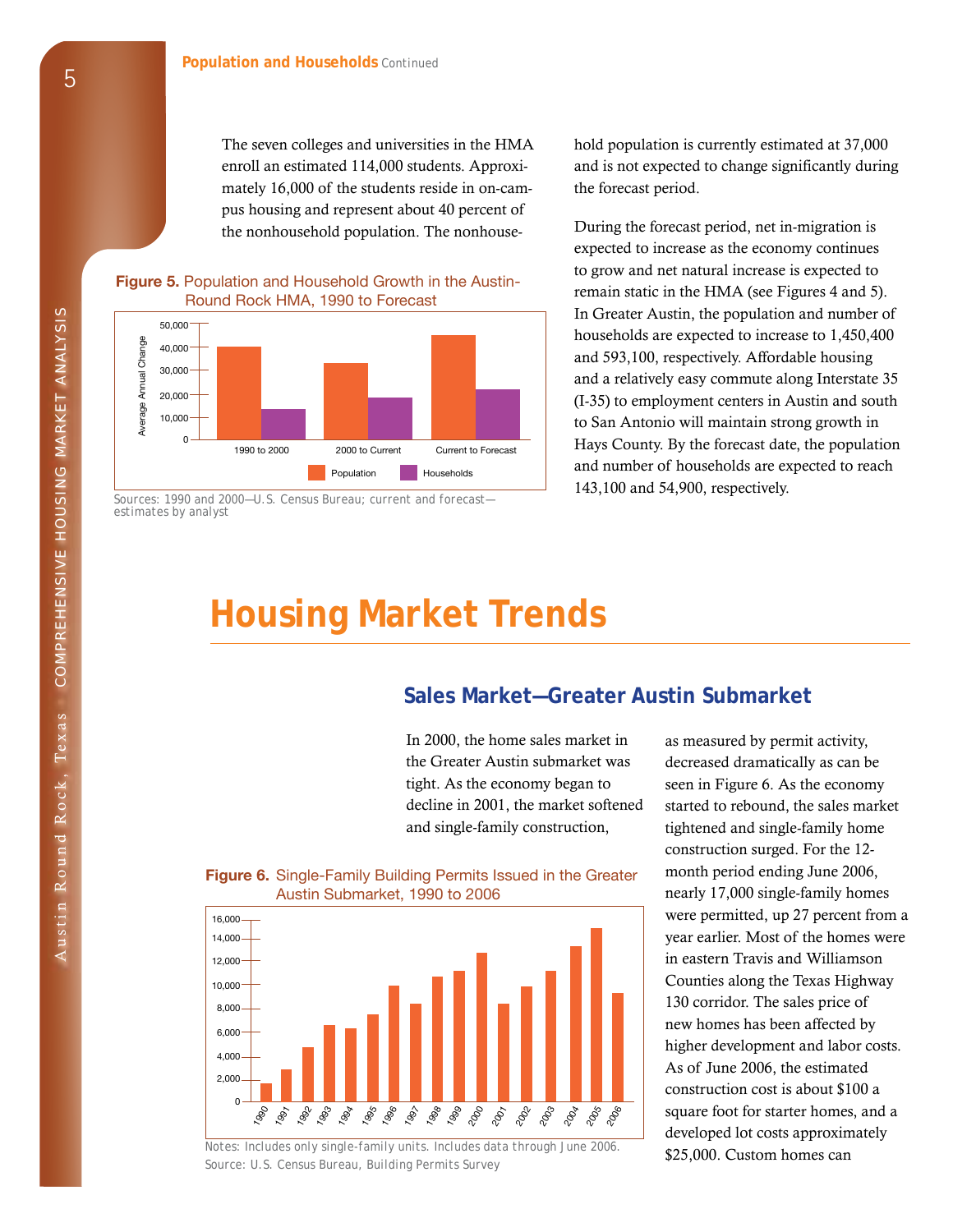## Population and Households Continued

The seven colleges and universities in the HMA enroll an estimated 114,000 students. Approximately 16,000 of the students reside in on-campus housing and represent about 40 percent of the nonhousehold population. The nonhousehold population is currently estimated at 37,000 and is not expected to change significantly during the forecast period.

During the forecast period, net in-migration is expected to increase as the economy continues to grow and net natural increase is expected to remain static in the HMA (see Figures 4 and 5). In Greater Austin, the population and number of households are expected to increase to 1,450,400 and 593,100, respectively. Affordable housing and a relatively easy commute along Interstate 35 (I-35) to employment centers in Austin and south to San Antonio will maintain strong growth in Hays County. By the forecast date, the population and number of households are expected to reach 143,100 and 54,900, respectively.

**Figure 5.** Population and Household Growth in the Austin-Round Rock HMA, 1990 to Forecast

Sources: 1990 and 2000—U.S. Census Bureau; current and forecast—estimates by analyst

# Housing Market Trends

## Sales Market—Greater Austin Submarket

In 2000, the home sales market in the Greater Austin submarket was tight. As the economy began to decline in 2001, the market softened and single-family construction, as measured by permit activity, decreased dramatically as can be seen in Figure 6. As the economy started to rebound, the sales market tightened and single-family home construction surged. For the 12-month period ending June 2006, nearly 17,000 single-family homes were permitted, up 27 percent from a year earlier. Most of the homes were in eastern Travis and Williamson Counties along the Texas Highway 130 corridor. The sales price of new homes has been affected by higher development and labor costs. As of June 2006, the estimated construction cost is about $100 a square foot for starter homes, and a developed lot costs approximately $25,000. Custom homes can

**Figure 6.** Single-Family Building Permits Issued in the Greater Austin Submarket, 1990 to 2006

Notes: Includes only single-family units. Includes data through June 2006.
Source: U.S. Census Bureau, Building Permits Survey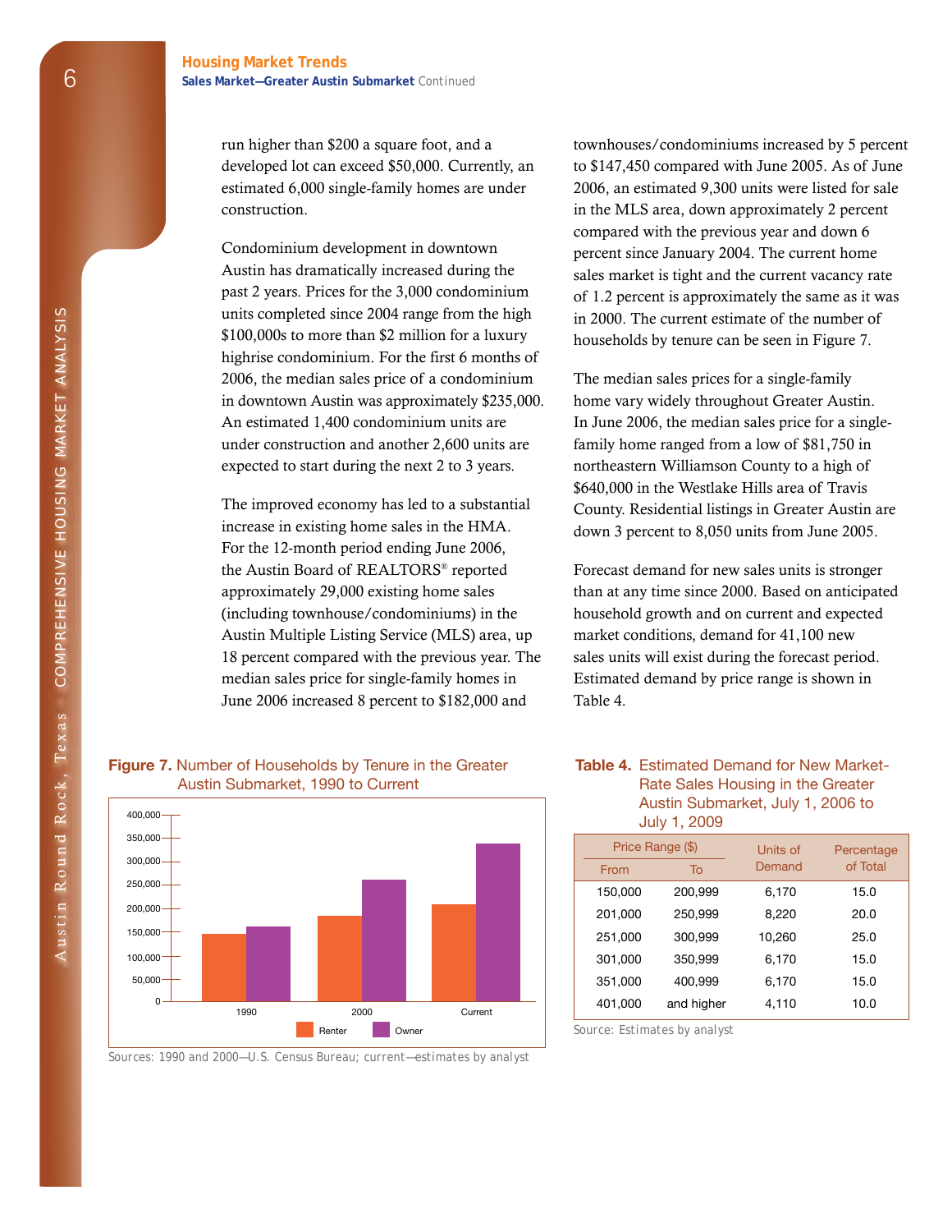## Housing Market Trends

**Sales Market—Greater Austin Submarket** Continued

run higher than $200 a square foot, and a developed lot can exceed $50,000. Currently, an estimated 6,000 single-family homes are under construction.

Condominium development in downtown Austin has dramatically increased during the past 2 years. Prices for the 3,000 condominium units completed since 2004 range from the high $100,000s to more than $2 million for a luxury highrise condominium. For the first 6 months of 2006, the median sales price of a condominium in downtown Austin was approximately $235,000. An estimated 1,400 condominium units are under construction and another 2,600 units are expected to start during the next 2 to 3 years.

The improved economy has led to a substantial increase in existing home sales in the HMA. For the 12-month period ending June 2006, the Austin Board of REALTORS® reported approximately 29,000 existing home sales (including townhouse/condominiums) in the Austin Multiple Listing Service (MLS) area, up 18 percent compared with the previous year. The median sales price for single-family homes in June 2006 increased 8 percent to $182,000 and townhouses/condominiums increased by 5 percent to $147,450 compared with June 2005. As of June 2006, an estimated 9,300 units were listed for sale in the MLS area, down approximately 2 percent compared with the previous year and down 6 percent since January 2004. The current home sales market is tight and the current vacancy rate of 1.2 percent is approximately the same as it was in 2000. The current estimate of the number of households by tenure can be seen in Figure 7.

The median sales prices for a single-family home vary widely throughout Greater Austin. In June 2006, the median sales price for a single-family home ranged from a low of $81,750 in northeastern Williamson County to a high of $640,000 in the Westlake Hills area of Travis County. Residential listings in Greater Austin are down 3 percent to 8,050 units from June 2005.

Forecast demand for new sales units is stronger than at any time since 2000. Based on anticipated household growth and on current and expected market conditions, demand for 41,100 new sales units will exist during the forecast period. Estimated demand by price range is shown in Table 4.

**Figure 7.** Number of Households by Tenure in the Greater Austin Submarket, 1990 to Current

Sources: 1990 and 2000—U.S. Census Bureau; current—estimates by analyst

**Table 4.** Estimated Demand for New Market-Rate Sales Housing in the Greater Austin Submarket, July 1, 2006 to July 1, 2009

| Price Range ($) | | Units of Demand | Percentage of Total |
|---|---|---|---|
| From | To | | |
| 150,000 | 200,999 | 6,170 | 15.0 |
| 201,000 | 250,999 | 8,220 | 20.0 |
| 251,000 | 300,999 | 10,260 | 25.0 |
| 301,000 | 350,999 | 6,170 | 15.0 |
| 351,000 | 400,999 | 6,170 | 15.0 |
| 401,000 | and higher | 4,110 | 10.0 |

Source: Estimates by analyst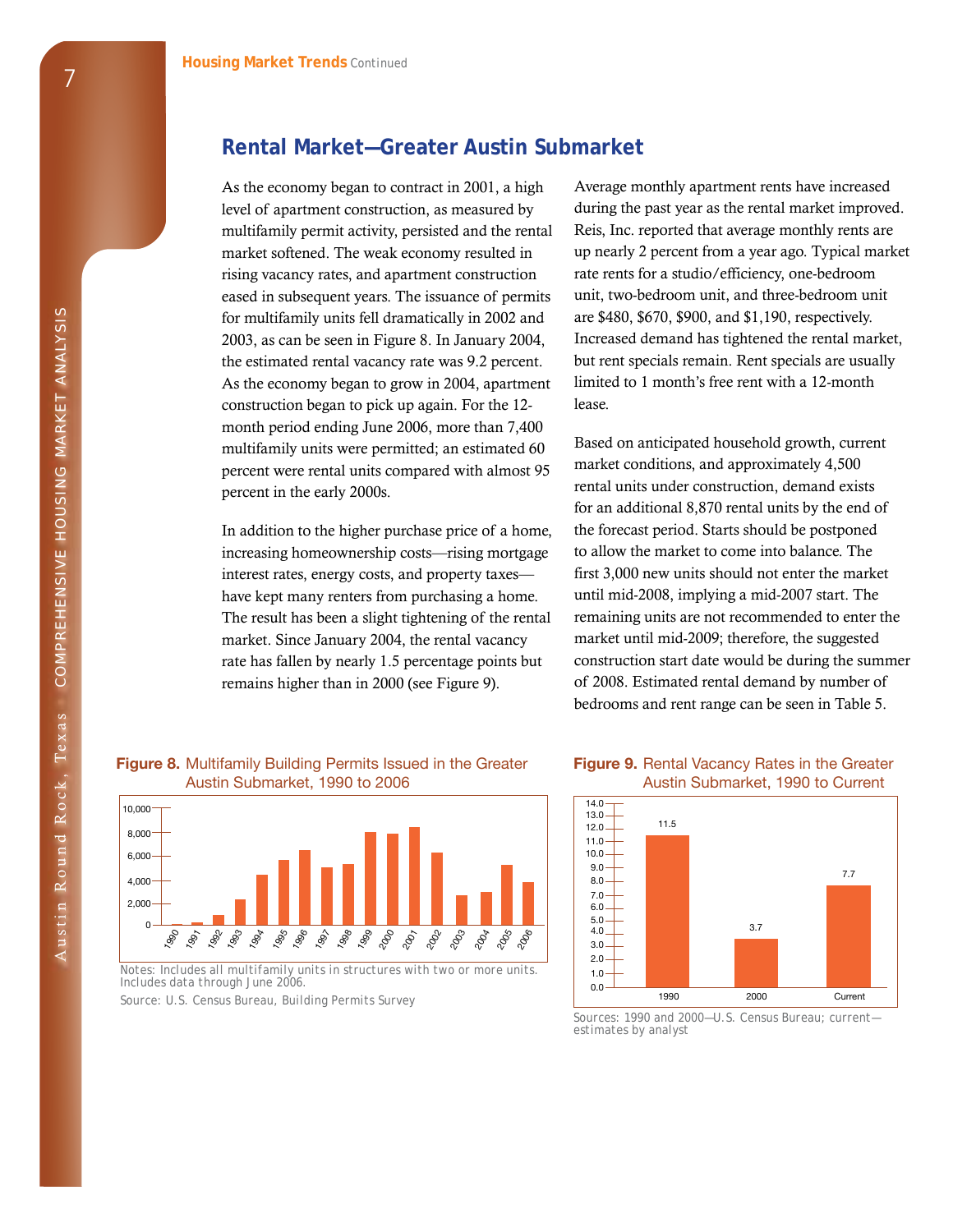## Rental Market—Greater Austin Submarket

As the economy began to contract in 2001, a high level of apartment construction, as measured by multifamily permit activity, persisted and the rental market softened. The weak economy resulted in rising vacancy rates, and apartment construction eased in subsequent years. The issuance of permits for multifamily units fell dramatically in 2002 and 2003, as can be seen in Figure 8. In January 2004, the estimated rental vacancy rate was 9.2 percent. As the economy began to grow in 2004, apartment construction began to pick up again. For the 12-month period ending June 2006, more than 7,400 multifamily units were permitted; an estimated 60 percent were rental units compared with almost 95 percent in the early 2000s.

In addition to the higher purchase price of a home, increasing homeownership costs—rising mortgage interest rates, energy costs, and property taxes—have kept many renters from purchasing a home. The result has been a slight tightening of the rental market. Since January 2004, the rental vacancy rate has fallen by nearly 1.5 percentage points but remains higher than in 2000 (see Figure 9).

Average monthly apartment rents have increased during the past year as the rental market improved. Reis, Inc. reported that average monthly rents are up nearly 2 percent from a year ago. Typical market rate rents for a studio/efficiency, one-bedroom unit, two-bedroom unit, and three-bedroom unit are $480, $670, $900, and $1,190, respectively. Increased demand has tightened the rental market, but rent specials remain. Rent specials are usually limited to 1 month's free rent with a 12-month lease.

Based on anticipated household growth, current market conditions, and approximately 4,500 rental units under construction, demand exists for an additional 8,870 rental units by the end of the forecast period. Starts should be postponed to allow the market to come into balance. The first 3,000 new units should not enter the market until mid-2008, implying a mid-2007 start. The remaining units are not recommended to enter the market until mid-2009; therefore, the suggested construction start date would be during the summer of 2008. Estimated rental demand by number of bedrooms and rent range can be seen in Table 5.

**Figure 8.** Multifamily Building Permits Issued in the Greater Austin Submarket, 1990 to 2006

Notes: Includes all multifamily units in structures with two or more units. Includes data through June 2006.

Source: U.S. Census Bureau, Building Permits Survey

**Figure 9.** Rental Vacancy Rates in the Greater Austin Submarket, 1990 to Current

| | 1990 | 2000 | Current |
|---|---|---|---|
| Rental vacancy rate | 11.5 | 3.7 | 7.7 |

Sources: 1990 and 2000—U.S. Census Bureau; current—estimates by analyst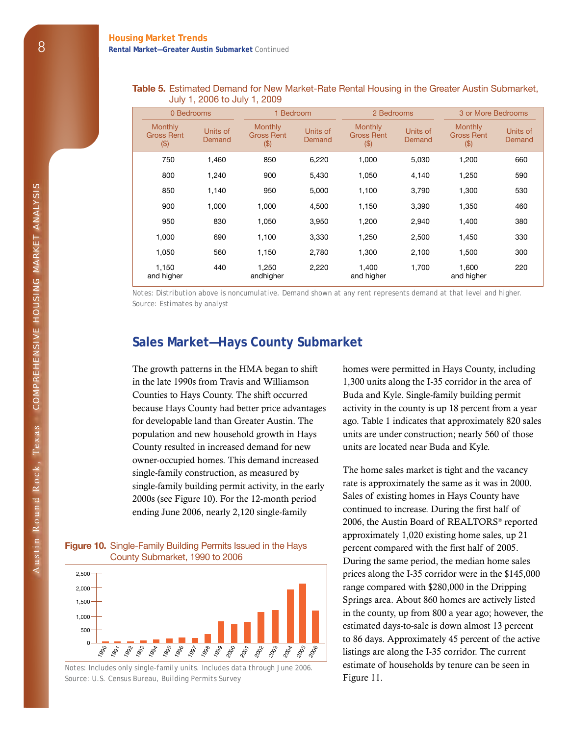**Table 5.** Estimated Demand for New Market-Rate Rental Housing in the Greater Austin Submarket, July 1, 2006 to July 1, 2009

| 0 Bedrooms | | 1 Bedroom | | 2 Bedrooms | | 3 or More Bedrooms | |
|---|---|---|---|---|---|---|---|
| Monthly Gross Rent ($) | Units of Demand | Monthly Gross Rent ($) | Units of Demand | Monthly Gross Rent ($) | Units of Demand | Monthly Gross Rent ($) | Units of Demand |
| 750 | 1,460 | 850 | 6,220 | 1,000 | 5,030 | 1,200 | 660 |
| 800 | 1,240 | 900 | 5,430 | 1,050 | 4,140 | 1,250 | 590 |
| 850 | 1,140 | 950 | 5,000 | 1,100 | 3,790 | 1,300 | 530 |
| 900 | 1,000 | 1,000 | 4,500 | 1,150 | 3,390 | 1,350 | 460 |
| 950 | 830 | 1,050 | 3,950 | 1,200 | 2,940 | 1,400 | 380 |
| 1,000 | 690 | 1,100 | 3,330 | 1,250 | 2,500 | 1,450 | 330 |
| 1,050 | 560 | 1,150 | 2,780 | 1,300 | 2,100 | 1,500 | 300 |
| 1,150 and higher | 440 | 1,250 andhigher | 2,220 | 1,400 and higher | 1,700 | 1,600 and higher | 220 |

Notes: Distribution above is noncumulative. Demand shown at any rent represents demand at that level and higher.
Source: Estimates by analyst

## Sales Market—Hays County Submarket

The growth patterns in the HMA began to shift in the late 1990s from Travis and Williamson Counties to Hays County. The shift occurred because Hays County had better price advantages for developable land than Greater Austin. The population and new household growth in Hays County resulted in increased demand for new owner-occupied homes. This demand increased single-family construction, as measured by single-family building permit activity, in the early 2000s (see Figure 10). For the 12-month period ending June 2006, nearly 2,120 single-family homes were permitted in Hays County, including 1,300 units along the I-35 corridor in the area of Buda and Kyle. Single-family building permit activity in the county is up 18 percent from a year ago. Table 1 indicates that approximately 820 sales units are under construction; nearly 560 of those units are located near Buda and Kyle.

The home sales market is tight and the vacancy rate is approximately the same as it was in 2000. Sales of existing homes in Hays County have continued to increase. During the first half of 2006, the Austin Board of REALTORS® reported approximately 1,020 existing home sales, up 21 percent compared with the first half of 2005. During the same period, the median home sales prices along the I-35 corridor were in the $145,000 range compared with $280,000 in the Dripping Springs area. About 860 homes are actively listed in the county, up from 800 a year ago; however, the estimated days-to-sale is down almost 13 percent to 86 days. Approximately 45 percent of the active listings are along the I-35 corridor. The current estimate of households by tenure can be seen in Figure 11.

**Figure 10.** Single-Family Building Permits Issued in the Hays County Submarket, 1990 to 2006

Notes: Includes only single-family units. Includes data through June 2006.
Source: U.S. Census Bureau, Building Permits Survey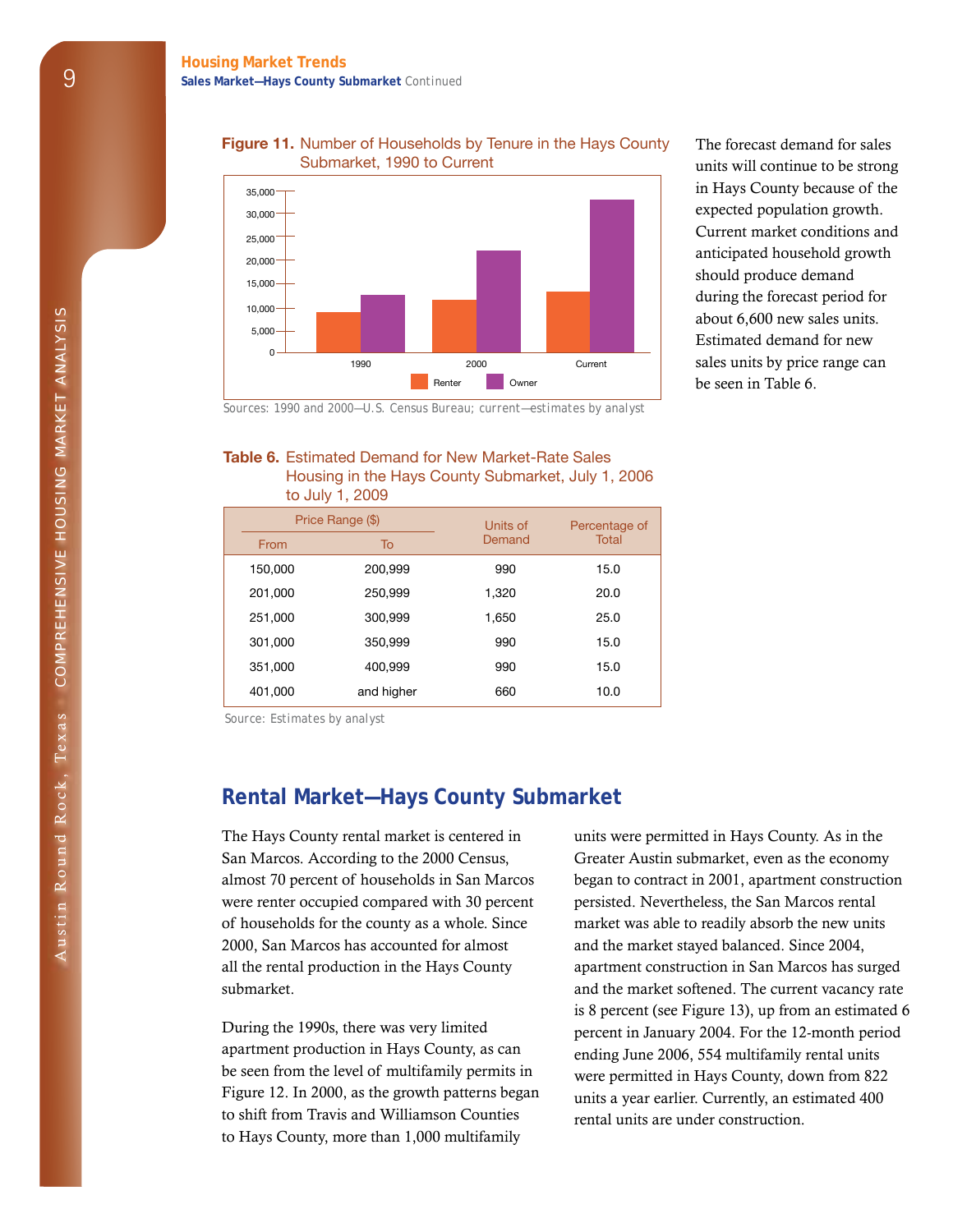## Housing Market Trends

**Sales Market—Hays County Submarket** Continued

**Figure 11.** Number of Households by Tenure in the Hays County Submarket, 1990 to Current

Sources: 1990 and 2000—U.S. Census Bureau; current—estimates by analyst

The forecast demand for sales units will continue to be strong in Hays County because of the expected population growth. Current market conditions and anticipated household growth should produce demand during the forecast period for about 6,600 new sales units. Estimated demand for new sales units by price range can be seen in Table 6.

**Table 6.** Estimated Demand for New Market-Rate Sales Housing in the Hays County Submarket, July 1, 2006 to July 1, 2009

| Price Range ($) | | Units of Demand | Percentage of Total |
|---|---|---|---|
| From | To | | |
| 150,000 | 200,999 | 990 | 15.0 |
| 201,000 | 250,999 | 1,320 | 20.0 |
| 251,000 | 300,999 | 1,650 | 25.0 |
| 301,000 | 350,999 | 990 | 15.0 |
| 351,000 | 400,999 | 990 | 15.0 |
| 401,000 | and higher | 660 | 10.0 |

Source: Estimates by analyst

## Rental Market—Hays County Submarket

The Hays County rental market is centered in San Marcos. According to the 2000 Census, almost 70 percent of households in San Marcos were renter occupied compared with 30 percent of households for the county as a whole. Since 2000, San Marcos has accounted for almost all the rental production in the Hays County submarket.

During the 1990s, there was very limited apartment production in Hays County, as can be seen from the level of multifamily permits in Figure 12. In 2000, as the growth patterns began to shift from Travis and Williamson Counties to Hays County, more than 1,000 multifamily units were permitted in Hays County. As in the Greater Austin submarket, even as the economy began to contract in 2001, apartment construction persisted. Nevertheless, the San Marcos rental market was able to readily absorb the new units and the market stayed balanced. Since 2004, apartment construction in San Marcos has surged and the market softened. The current vacancy rate is 8 percent (see Figure 13), up from an estimated 6 percent in January 2004. For the 12-month period ending June 2006, 554 multifamily rental units were permitted in Hays County, down from 822 units a year earlier. Currently, an estimated 400 rental units are under construction.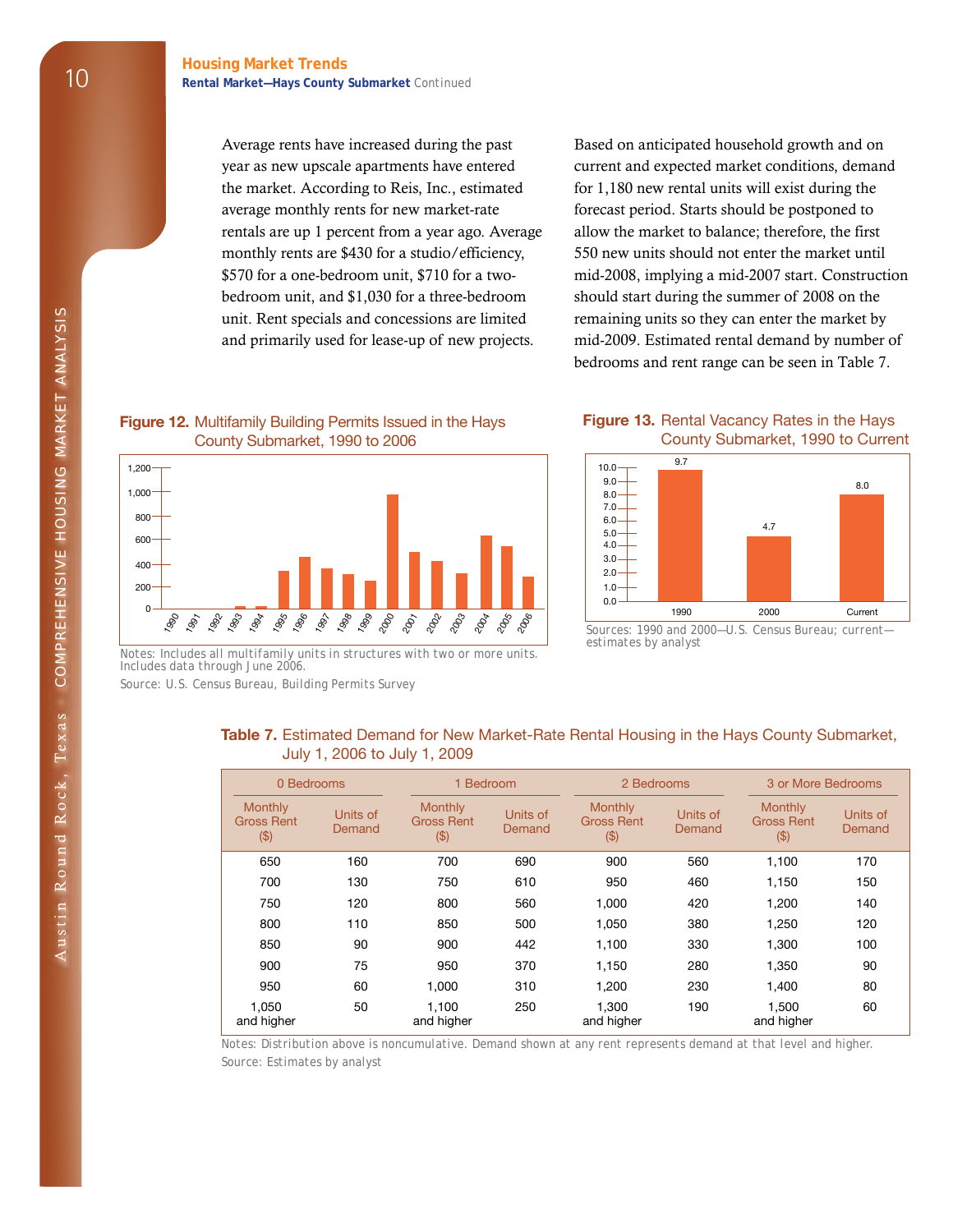## Housing Market Trends

### Rental Market—Hays County Submarket Continued

Average rents have increased during the past year as new upscale apartments have entered the market. According to Reis, Inc., estimated average monthly rents for new market-rate rentals are up 1 percent from a year ago. Average monthly rents are $430 for a studio/efficiency, $570 for a one-bedroom unit, $710 for a two-bedroom unit, and $1,030 for a three-bedroom unit. Rent specials and concessions are limited and primarily used for lease-up of new projects.

Based on anticipated household growth and on current and expected market conditions, demand for 1,180 new rental units will exist during the forecast period. Starts should be postponed to allow the market to balance; therefore, the first 550 new units should not enter the market until mid-2008, implying a mid-2007 start. Construction should start during the summer of 2008 on the remaining units so they can enter the market by mid-2009. Estimated rental demand by number of bedrooms and rent range can be seen in Table 7.

**Figure 12.** Multifamily Building Permits Issued in the Hays County Submarket, 1990 to 2006

Notes: Includes all multifamily units in structures with two or more units. Includes data through June 2006.

Source: U.S. Census Bureau, Building Permits Survey

**Figure 13.** Rental Vacancy Rates in the Hays County Submarket, 1990 to Current

| Year | Rate |
|---|---|
| 1990 | 9.7 |
| 2000 | 4.7 |
| Current | 8.0 |

Sources: 1990 and 2000—U.S. Census Bureau; current—estimates by analyst

**Table 7.** Estimated Demand for New Market-Rate Rental Housing in the Hays County Submarket, July 1, 2006 to July 1, 2009

| 0 Bedrooms | | 1 Bedroom | | 2 Bedrooms | | 3 or More Bedrooms | |
|---|---|---|---|---|---|---|---|
| Monthly Gross Rent ($) | Units of Demand | Monthly Gross Rent ($) | Units of Demand | Monthly Gross Rent ($) | Units of Demand | Monthly Gross Rent ($) | Units of Demand |
| 650 | 160 | 700 | 690 | 900 | 560 | 1,100 | 170 |
| 700 | 130 | 750 | 610 | 950 | 460 | 1,150 | 150 |
| 750 | 120 | 800 | 560 | 1,000 | 420 | 1,200 | 140 |
| 800 | 110 | 850 | 500 | 1,050 | 380 | 1,250 | 120 |
| 850 | 90 | 900 | 442 | 1,100 | 330 | 1,300 | 100 |
| 900 | 75 | 950 | 370 | 1,150 | 280 | 1,350 | 90 |
| 950 | 60 | 1,000 | 310 | 1,200 | 230 | 1,400 | 80 |
| 1,050 and higher | 50 | 1,100 and higher | 250 | 1,300 and higher | 190 | 1,500 and higher | 60 |

Notes: Distribution above is noncumulative. Demand shown at any rent represents demand at that level and higher.

Source: Estimates by analyst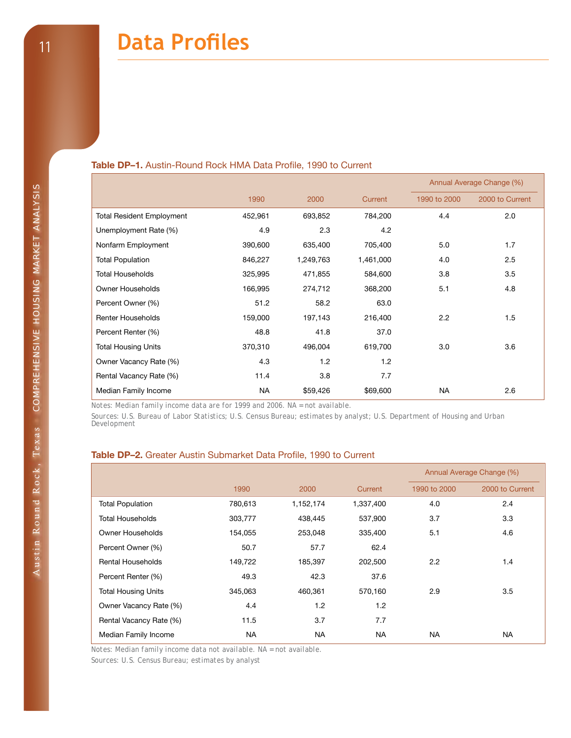# Data Profiles

**Table DP–1.** Austin-Round Rock HMA Data Profile, 1990 to Current

| | 1990 | 2000 | Current | Annual Average Change (%) 1990 to 2000 | Annual Average Change (%) 2000 to Current |
|---|---|---|---|---|---|
| Total Resident Employment | 452,961 | 693,852 | 784,200 | 4.4 | 2.0 |
| Unemployment Rate (%) | 4.9 | 2.3 | 4.2 | | |
| Nonfarm Employment | 390,600 | 635,400 | 705,400 | 5.0 | 1.7 |
| Total Population | 846,227 | 1,249,763 | 1,461,000 | 4.0 | 2.5 |
| Total Households | 325,995 | 471,855 | 584,600 | 3.8 | 3.5 |
| Owner Households | 166,995 | 274,712 | 368,200 | 5.1 | 4.8 |
| Percent Owner (%) | 51.2 | 58.2 | 63.0 | | |
| Renter Households | 159,000 | 197,143 | 216,400 | 2.2 | 1.5 |
| Percent Renter (%) | 48.8 | 41.8 | 37.0 | | |
| Total Housing Units | 370,310 | 496,004 | 619,700 | 3.0 | 3.6 |
| Owner Vacancy Rate (%) | 4.3 | 1.2 | 1.2 | | |
| Rental Vacancy Rate (%) | 11.4 | 3.8 | 7.7 | | |
| Median Family Income | NA | $59,426 | $69,600 | NA | 2.6 |

Notes: Median family income data are for 1999 and 2006. NA = not available.

Sources: U.S. Bureau of Labor Statistics; U.S. Census Bureau; estimates by analyst; U.S. Department of Housing and Urban Development

**Table DP–2.** Greater Austin Submarket Data Profile, 1990 to Current

| | 1990 | 2000 | Current | Annual Average Change (%) 1990 to 2000 | Annual Average Change (%) 2000 to Current |
|---|---|---|---|---|---|
| Total Population | 780,613 | 1,152,174 | 1,337,400 | 4.0 | 2.4 |
| Total Households | 303,777 | 438,445 | 537,900 | 3.7 | 3.3 |
| Owner Households | 154,055 | 253,048 | 335,400 | 5.1 | 4.6 |
| Percent Owner (%) | 50.7 | 57.7 | 62.4 | | |
| Rental Households | 149,722 | 185,397 | 202,500 | 2.2 | 1.4 |
| Percent Renter (%) | 49.3 | 42.3 | 37.6 | | |
| Total Housing Units | 345,063 | 460,361 | 570,160 | 2.9 | 3.5 |
| Owner Vacancy Rate (%) | 4.4 | 1.2 | 1.2 | | |
| Rental Vacancy Rate (%) | 11.5 | 3.7 | 7.7 | | |
| Median Family Income | NA | NA | NA | NA | NA |

Notes: Median family income data not available. NA = not available.

Sources: U.S. Census Bureau; estimates by analyst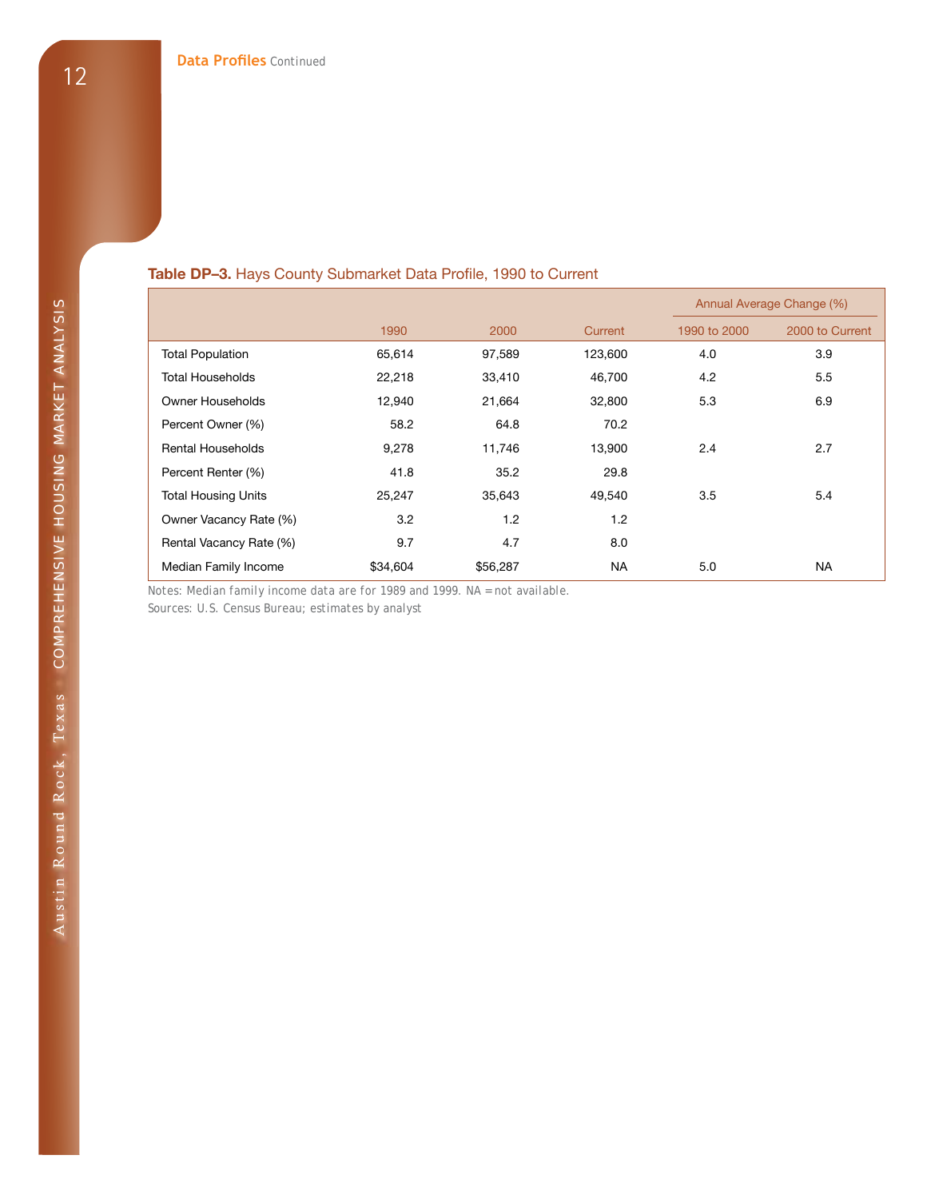**Data Profiles** Continued

**Table DP–3.** Hays County Submarket Data Profile, 1990 to Current

| | 1990 | 2000 | Current | Annual Average Change (%) 1990 to 2000 | Annual Average Change (%) 2000 to Current |
|---|---|---|---|---|---|
| Total Population | 65,614 | 97,589 | 123,600 | 4.0 | 3.9 |
| Total Households | 22,218 | 33,410 | 46,700 | 4.2 | 5.5 |
| Owner Households | 12,940 | 21,664 | 32,800 | 5.3 | 6.9 |
| Percent Owner (%) | 58.2 | 64.8 | 70.2 | | |
| Rental Households | 9,278 | 11,746 | 13,900 | 2.4 | 2.7 |
| Percent Renter (%) | 41.8 | 35.2 | 29.8 | | |
| Total Housing Units | 25,247 | 35,643 | 49,540 | 3.5 | 5.4 |
| Owner Vacancy Rate (%) | 3.2 | 1.2 | 1.2 | | |
| Rental Vacancy Rate (%) | 9.7 | 4.7 | 8.0 | | |
| Median Family Income | $34,604 | $56,287 | NA | 5.0 | NA |

Notes: Median family income data are for 1989 and 1999. NA = not available.

Sources: U.S. Census Bureau; estimates by analyst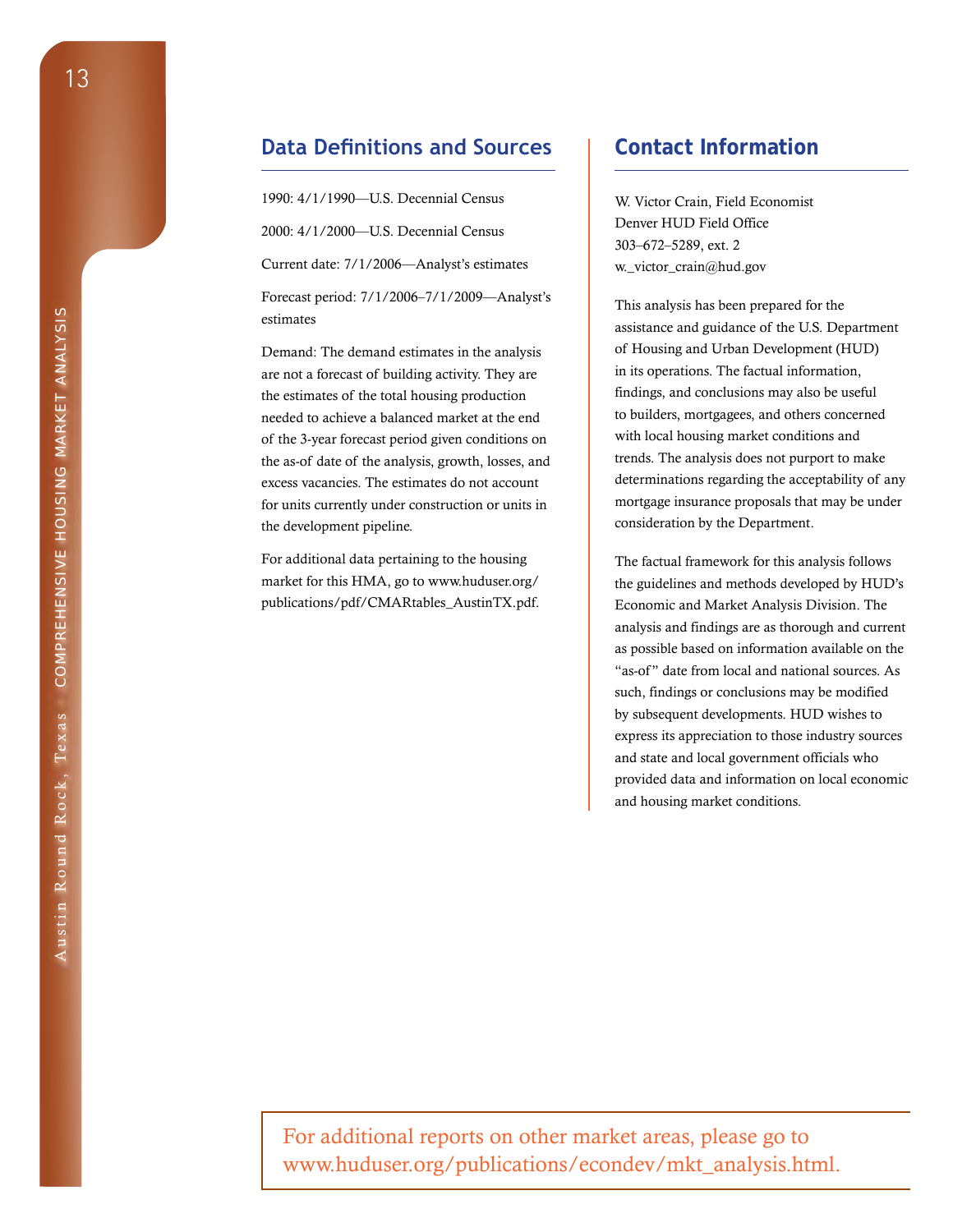## Data Definitions and Sources

1990: 4/1/1990—U.S. Decennial Census

2000: 4/1/2000—U.S. Decennial Census

Current date: 7/1/2006—Analyst's estimates

Forecast period: 7/1/2006–7/1/2009—Analyst's estimates

Demand: The demand estimates in the analysis are not a forecast of building activity. They are the estimates of the total housing production needed to achieve a balanced market at the end of the 3-year forecast period given conditions on the as-of date of the analysis, growth, losses, and excess vacancies. The estimates do not account for units currently under construction or units in the development pipeline.

For additional data pertaining to the housing market for this HMA, go to www.huduser.org/publications/pdf/CMARtables_AustinTX.pdf.

## Contact Information

W. Victor Crain, Field Economist
Denver HUD Field Office
303–672–5289, ext. 2
w._victor_crain@hud.gov

This analysis has been prepared for the assistance and guidance of the U.S. Department of Housing and Urban Development (HUD) in its operations. The factual information, findings, and conclusions may also be useful to builders, mortgagees, and others concerned with local housing market conditions and trends. The analysis does not purport to make determinations regarding the acceptability of any mortgage insurance proposals that may be under consideration by the Department.

The factual framework for this analysis follows the guidelines and methods developed by HUD's Economic and Market Analysis Division. The analysis and findings are as thorough and current as possible based on information available on the "as-of" date from local and national sources. As such, findings or conclusions may be modified by subsequent developments. HUD wishes to express its appreciation to those industry sources and state and local government officials who provided data and information on local economic and housing market conditions.

For additional reports on other market areas, please go to www.huduser.org/publications/econdev/mkt_analysis.html.